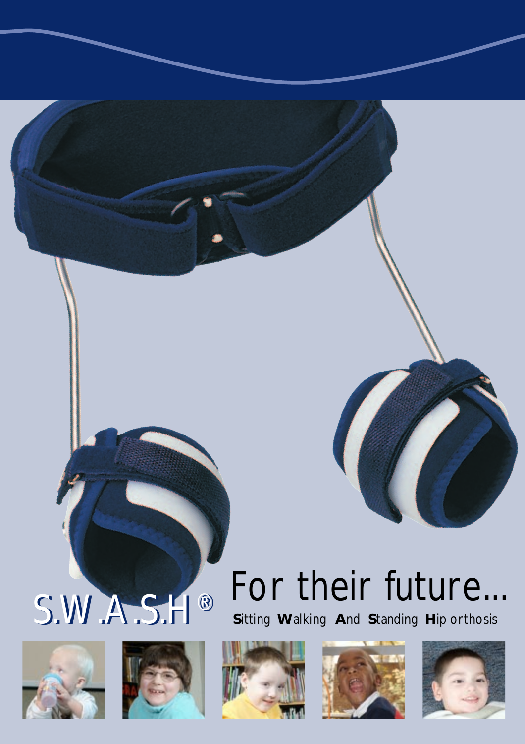# S.W.A.S.H®

## For their future...

**S**itting **W**alking **A**nd **S**tanding **H**ip orthosis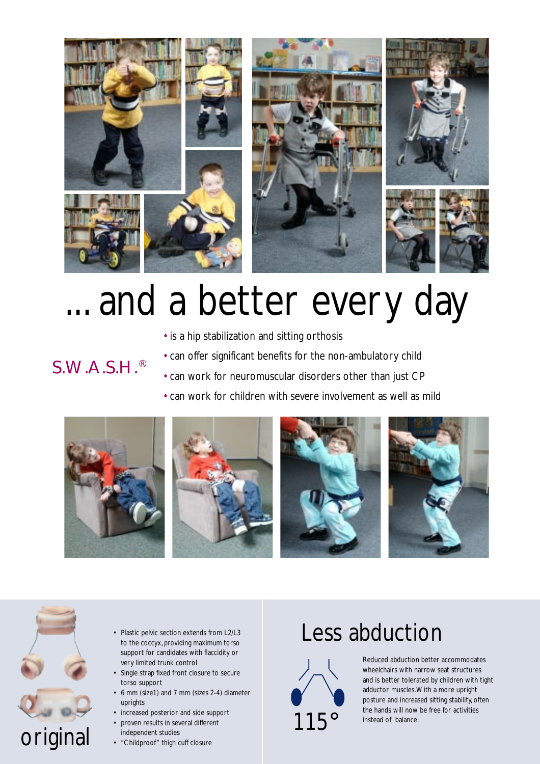# ... and a better every day

S.W.A.S.H.®

- is a hip stabilization and sitting orthosis
- can offer significant benefits for the non-ambulatory child
- can work for neuromuscular disorders other than just CP
- can work for children with severe involvement as well as mild

original

- Plastic pelvic section extends from L2/L3 to the coccyx, providing maximum torso support for candidates with flaccidity or very limited trunk control
- Single strap fixed front closure to secure torso support
- 6 mm (size1) and 7 mm (sizes 2-4) diameter uprights
- increased posterior and side support
- proven results in several different independent studies
- "Childproof" thigh cuff closure

## Less abduction

115°

Reduced abduction better accommodates wheelchairs with narrow seat structures and is better tolerated by children with tight adductor muscles. With a more upright posture and increased sitting stability, often the hands will now be free for activities instead of balance.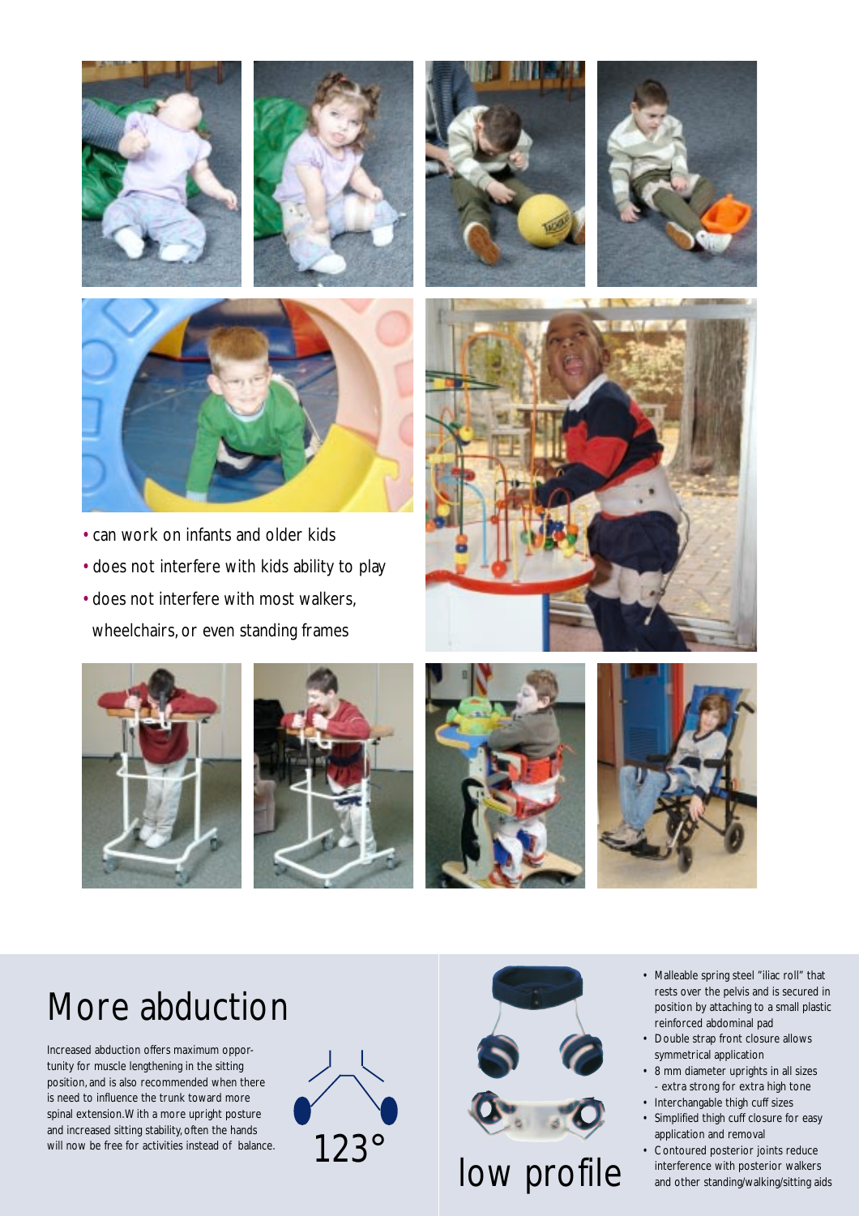- can work on infants and older kids
- does not interfere with kids ability to play
- does not interfere with most walkers, wheelchairs, or even standing frames

# More abduction

Increased abduction offers maximum opportunity for muscle lengthening in the sitting position, and is also recommended when there is need to influence the trunk toward more spinal extension. With a more upright posture and increased sitting stability, often the hands will now be free for activities instead of balance.

123°

low profile

- Malleable spring steel "iliac roll" that rests over the pelvis and is secured in position by attaching to a small plastic reinforced abdominal pad
- Double strap front closure allows symmetrical application
- 8 mm diameter uprights in all sizes - extra strong for extra high tone
- Interchangable thigh cuff sizes
- Simplified thigh cuff closure for easy application and removal
- Contoured posterior joints reduce interference with posterior walkers and other standing/walking/sitting aids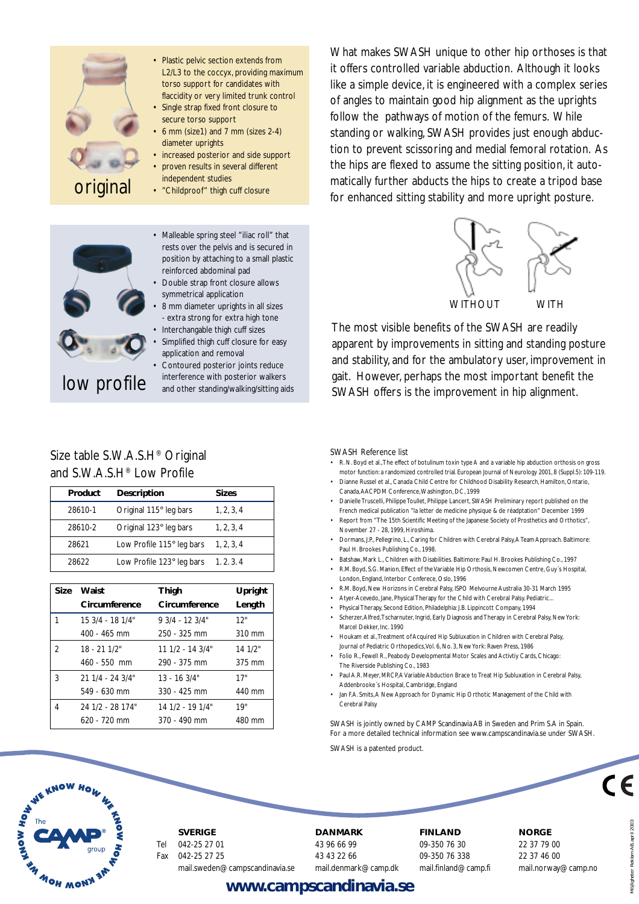## original

- Plastic pelvic section extends from L2/L3 to the coccyx, providing maximum torso support for candidates with flaccidity or very limited trunk control
- Single strap fixed front closure to secure torso support
- 6 mm (size1) and 7 mm (sizes 2-4) diameter uprights
- increased posterior and side support
- proven results in several different independent studies
- "Childproof" thigh cuff closure

## low profile

- Malleable spring steel "iliac roll" that rests over the pelvis and is secured in position by attaching to a small plastic reinforced abdominal pad
- Double strap front closure allows symmetrical application
- 8 mm diameter uprights in all sizes - extra strong for extra high tone
- Interchangable thigh cuff sizes
- Simplified thigh cuff closure for easy application and removal
- Contoured posterior joints reduce interference with posterior walkers and other standing/walking/sitting aids

What makes SWASH unique to other hip orthoses is that it offers controlled variable abduction. Although it looks like a simple device, it is engineered with a complex series of angles to maintain good hip alignment as the uprights follow the pathways of motion of the femurs. While standing or walking, SWASH provides just enough abduction to prevent scissoring and medial femoral rotation. As the hips are flexed to assume the sitting position, it automatically further abducts the hips to create a tripod base for enhanced sitting stability and more upright posture.

WITHOUT WITH

The most visible benefits of the SWASH are readily apparent by improvements in sitting and standing posture and stability, and for the ambulatory user, improvement in gait. However, perhaps the most important benefit the SWASH offers is the improvement in hip alignment.

## Size table S.W.A.S.H® Original and S.W.A.S.H® Low Profile

| Product | Description | Sizes |
|---|---|---|
| 28610-1 | Original 115° leg bars | 1, 2, 3, 4 |
| 28610-2 | Original 123° leg bars | 1, 2, 3, 4 |
| 28621 | Low Profile 115° leg bars | 1, 2, 3, 4 |
| 28622 | Low Profile 123° leg bars | 1. 2. 3. 4 |

| Size | Waist Circumference | Thigh Circumference | Upright Length |
|---|---|---|---|
| 1 | 15 3/4 - 18 1/4"<br>400 - 465 mm | 9 3/4 - 12 3/4"<br>250 - 325 mm | 12"<br>310 mm |
| 2 | 18 - 21 1/2"<br>460 - 550 mm | 11 1/2 - 14 3/4"<br>290 - 375 mm | 14 1/2"<br>375 mm |
| 3 | 21 1/4 - 24 3/4"<br>549 - 630 mm | 13 - 16 3/4"<br>330 - 425 mm | 17"<br>440 mm |
| 4 | 24 1/2 - 28 174"<br>620 - 720 mm | 14 1/2 - 19 1/4"<br>370 - 490 mm | 19"<br>480 mm |

SWASH Reference list

- R. N. Boyd et al.,The effect of botulinum toxin type A and a variable hip abduction orthosis on gross motor function: a randomized controlled trial. European Journal of Neurology 2001, 8 (Suppl.5): 109-119.
- Dianne Russel et al., Canada Child Centre for Childhood Disability Research, Hamilton, Ontario, Canada, AACPDM Conference, Washington, DC, 1999
- Danielle Truscelli, Philippe Toullet, Philippe Lancert, SWASH Preliminary report published on the French medical publication "la letter de medicine physique & de réadaptation" December 1999
- Report from "The 15th Scientific Meeting of the Japanese Society of Prosthetics and Orthotics", November 27 - 28, 1999, Hiroshima.
- Dormans, J.P., Pellegrino, L., Caring for Children with Cerebral Palsy, A Team Approach. Baltimore: Paul H. Brookes Publishing Co., 1998.
- Batshaw, Mark L., Children with Disabilities. Baltimore: Paul H. Brookes Publishing Co., 1997
- R.M. Boyd, S.G. Manion, Effect of the Variable Hip Orthosis, Newcomen Centre, Guy´s Hospital, London, England, Interbor Conference, Oslo, 1996
- R.M. Boyd, New Horizons in Cerebral Palsy, ISPO Melvourne Australia 30-31 March 1995
- Atyer-Acevedo, Jane, Physical Therapy for the Child with Cerebral Palsy. Pediatric...
- Physical Therapy, Second Edition, Philadelphia: J.B. Lippincott Company, 1994
- Scherzer, Alfred, Tscharnuter, Ingrid, Early Diagnosis and Therapy in Cerebral Palsy, New York: Marcel Dekker, Inc. 1990
- Houkam et al., Treatment of Acquired Hip Subluxation in Children with Cerebral Palsy, Journal of Pediatric Orthopedics, Vol. 6, No. 3, New York: Raven Press, 1986
- Folio R., Fewell R., Peabody Developmental Motor Scales and Activtiy Cards, Chicago: The Riverside Publishing Co., 1983
- Paul A.R. Meyer, MRCP, A Variable Abduction Brace to Treat Hip Subluxation in Cerebral Palsy, Addenbrooke´s Hospital, Cambridge, England
- Jan F.A. Smits, A New Approach for Dynamic Hip Orthotic Management of the Child with Cerebral Palsy

SWASH is jointly owned by CAMP Scandinavia AB in Sweden and Prim S.A in Spain.
For a more detailed technical information see www.campscandinavia.se under SWASH.

SWASH is a patented product.

HOW WE KNOW HOW WE KNOW HOW WE KNOW HOW — The CAMP® group

| | SVERIGE | DANMARK | FINLAND | NORGE |
|---|---|---|---|---|
| Tel | 042-25 27 01 | 43 96 66 99 | 09-350 76 30 | 22 37 79 00 |
| Fax | 042-25 27 25 | 43 43 22 66 | 09-350 76 338 | 22 37 46 00 |
| | mail.sweden@campscandinavia.se | mail.denmark@camp.dk | mail.finland@camp.fi | mail.norway@camp.no |

**www.campscandinavia.se**

Möjligheter Reklam AB, april 2003